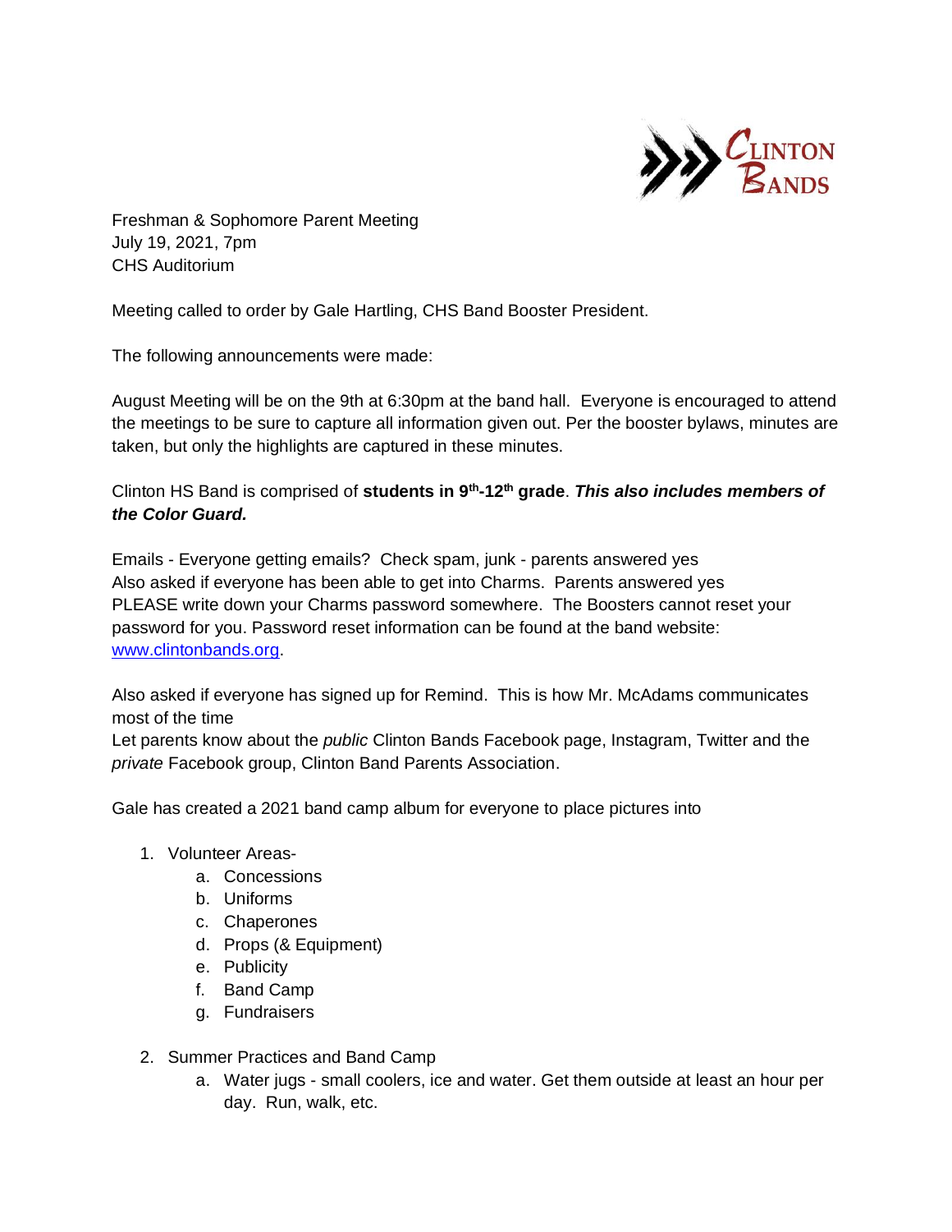Freshman & Sophomore Parent Meeting
July 19, 2021, 7pm
CHS Auditorium

Meeting called to order by Gale Hartling, CHS Band Booster President.

The following announcements were made:

August Meeting will be on the 9th at 6:30pm at the band hall. Everyone is encouraged to attend the meetings to be sure to capture all information given out. Per the booster bylaws, minutes are taken, but only the highlights are captured in these minutes.

Clinton HS Band is comprised of **students in 9th-12th grade**. ***This also includes members of the Color Guard.***

Emails - Everyone getting emails? Check spam, junk - parents answered yes
Also asked if everyone has been able to get into Charms. Parents answered yes
PLEASE write down your Charms password somewhere. The Boosters cannot reset your password for you. Password reset information can be found at the band website: [www.clintonbands.org](http://www.clintonbands.org).

Also asked if everyone has signed up for Remind. This is how Mr. McAdams communicates most of the time
Let parents know about the *public* Clinton Bands Facebook page, Instagram, Twitter and the *private* Facebook group, Clinton Band Parents Association.

Gale has created a 2021 band camp album for everyone to place pictures into

1. Volunteer Areas-
   a. Concessions
   b. Uniforms
   c. Chaperones
   d. Props (& Equipment)
   e. Publicity
   f. Band Camp
   g. Fundraisers
2. Summer Practices and Band Camp
   a. Water jugs - small coolers, ice and water. Get them outside at least an hour per day. Run, walk, etc.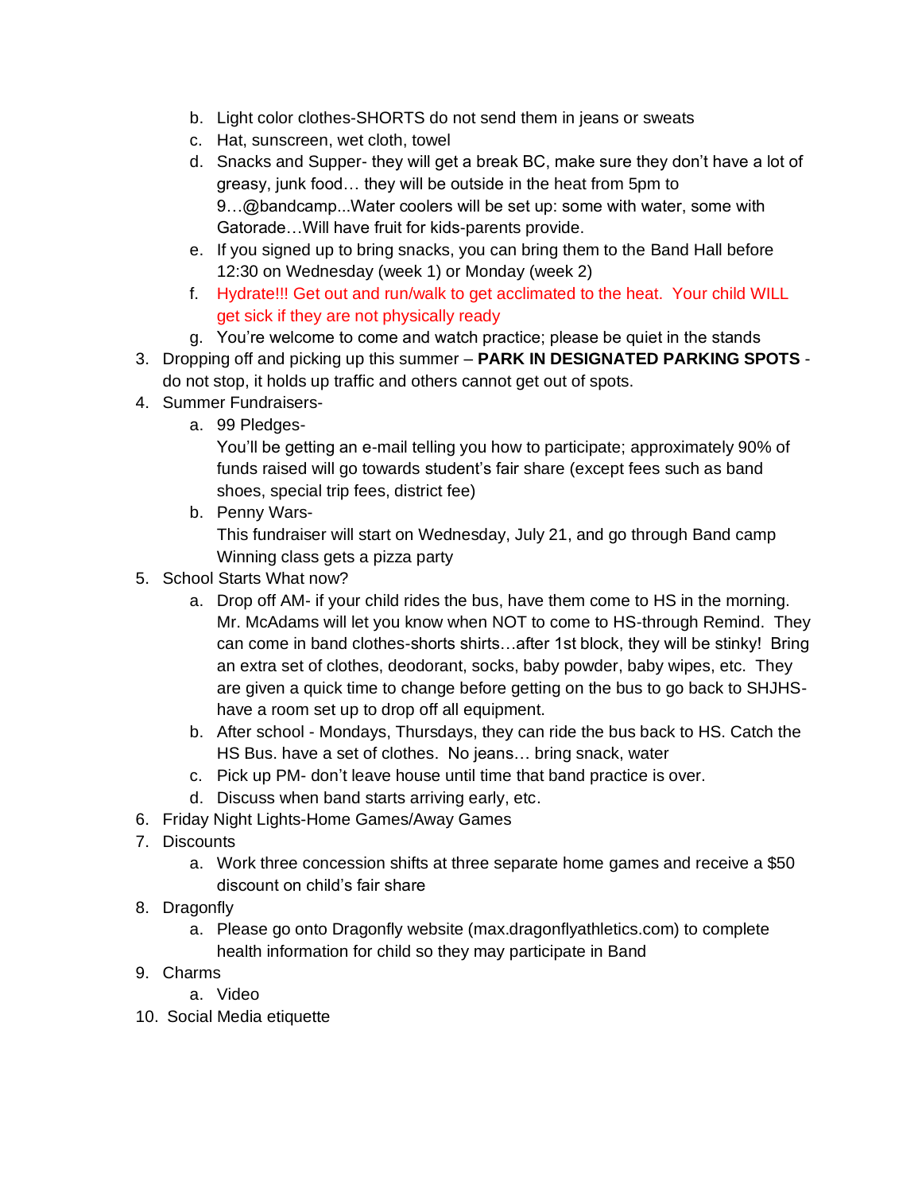b. Light color clothes-SHORTS do not send them in jeans or sweats
   c. Hat, sunscreen, wet cloth, towel
   d. Snacks and Supper- they will get a break BC, make sure they don't have a lot of greasy, junk food… they will be outside in the heat from 5pm to 9…@bandcamp...Water coolers will be set up: some with water, some with Gatorade…Will have fruit for kids-parents provide.
   e. If you signed up to bring snacks, you can bring them to the Band Hall before 12:30 on Wednesday (week 1) or Monday (week 2)
   f. Hydrate!!! Get out and run/walk to get acclimated to the heat. Your child WILL get sick if they are not physically ready
   g. You're welcome to come and watch practice; please be quiet in the stands

3. Dropping off and picking up this summer – **PARK IN DESIGNATED PARKING SPOTS** - do not stop, it holds up traffic and others cannot get out of spots.
4. Summer Fundraisers-
   a. 99 Pledges-
      You'll be getting an e-mail telling you how to participate; approximately 90% of funds raised will go towards student's fair share (except fees such as band shoes, special trip fees, district fee)
   b. Penny Wars-
      This fundraiser will start on Wednesday, July 21, and go through Band camp
      Winning class gets a pizza party
5. School Starts What now?
   a. Drop off AM- if your child rides the bus, have them come to HS in the morning. Mr. McAdams will let you know when NOT to come to HS-through Remind. They can come in band clothes-shorts shirts…after 1st block, they will be stinky! Bring an extra set of clothes, deodorant, socks, baby powder, baby wipes, etc. They are given a quick time to change before getting on the bus to go back to SHJHS-have a room set up to drop off all equipment.
   b. After school - Mondays, Thursdays, they can ride the bus back to HS. Catch the HS Bus. have a set of clothes. No jeans… bring snack, water
   c. Pick up PM- don't leave house until time that band practice is over.
   d. Discuss when band starts arriving early, etc.
6. Friday Night Lights-Home Games/Away Games
7. Discounts
   a. Work three concession shifts at three separate home games and receive a $50 discount on child's fair share
8. Dragonfly
   a. Please go onto Dragonfly website (max.dragonflyathletics.com) to complete health information for child so they may participate in Band
9. Charms
   a. Video
10. Social Media etiquette